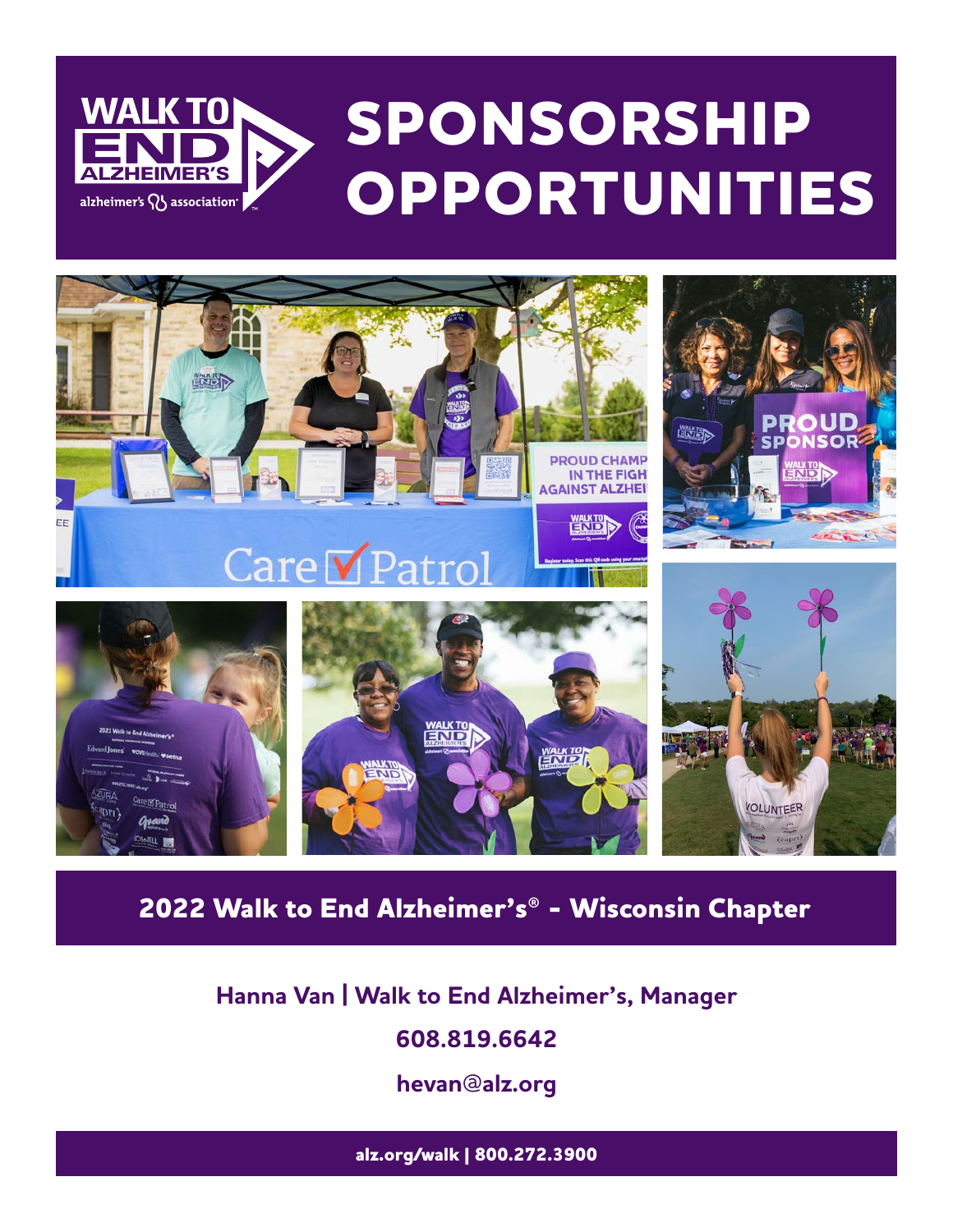# SPONSORSHIP OPPORTUNITIES

## 2022 Walk to End Alzheimer's® - Wisconsin Chapter

**Hanna Van | Walk to End Alzheimer's, Manager**

**608.819.6642**

**hevan@alz.org**

**alz.org/walk | 800.272.3900**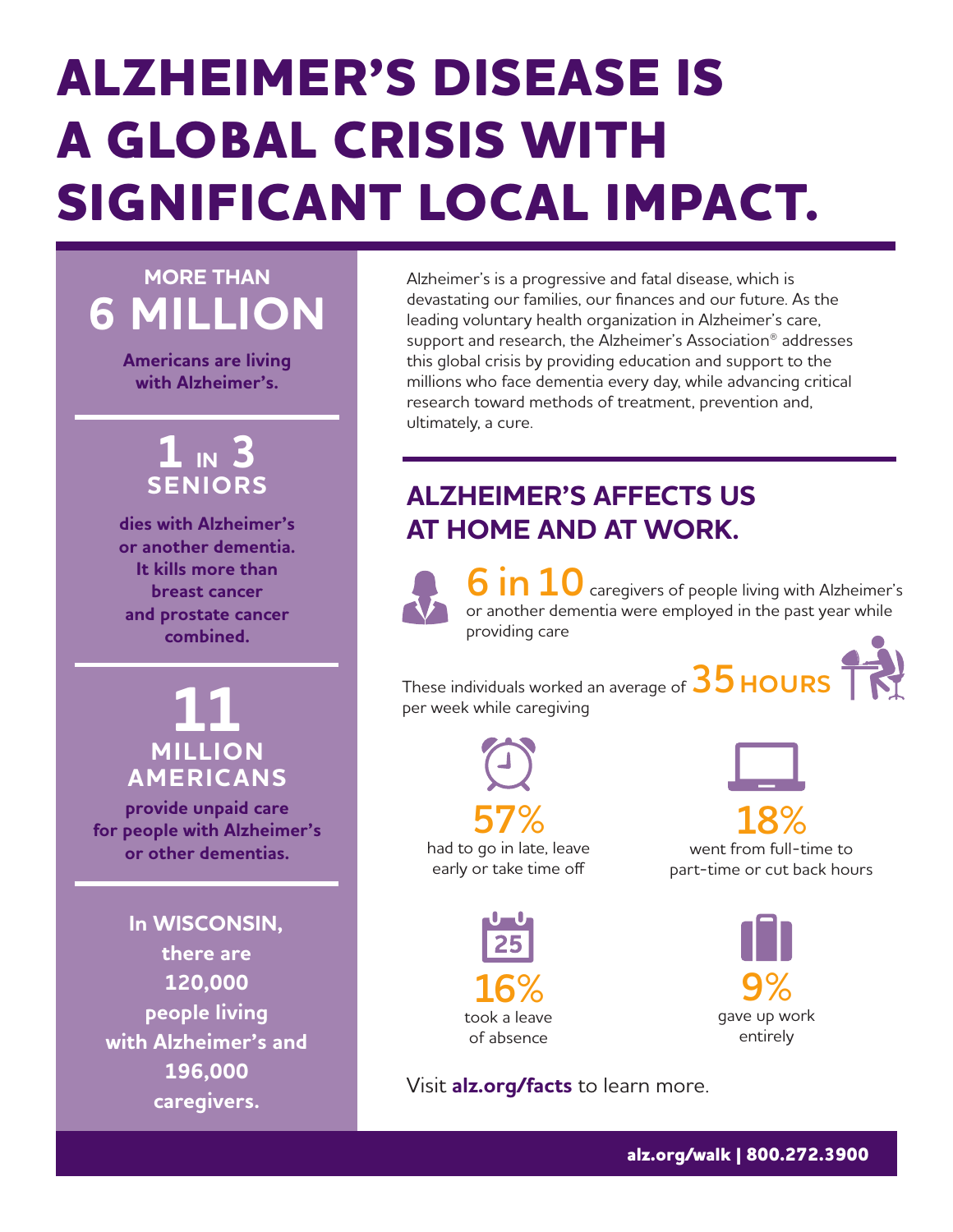# ALZHEIMER'S DISEASE IS A GLOBAL CRISIS WITH SIGNIFICANT LOCAL IMPACT.

**MORE THAN 6 MILLION**

**Americans are living with Alzheimer's.**

**1 IN 3 SENIORS**

**dies with Alzheimer's or another dementia. It kills more than breast cancer and prostate cancer combined.**

**11 MILLION AMERICANS**

**provide unpaid care for people with Alzheimer's or other dementias.**

**In WISCONSIN, there are 120,000 people living with Alzheimer's and 196,000 caregivers.**

Alzheimer's is a progressive and fatal disease, which is devastating our families, our finances and our future. As the leading voluntary health organization in Alzheimer's care, support and research, the Alzheimer's Association® addresses this global crisis by providing education and support to the millions who face dementia every day, while advancing critical research toward methods of treatment, prevention and, ultimately, a cure.

## ALZHEIMER'S AFFECTS US AT HOME AND AT WORK.

**6 in 10** caregivers of people living with Alzheimer's or another dementia were employed in the past year while providing care

These individuals worked an average of **35 HOURS** per week while caregiving

**57%** had to go in late, leave early or take time off

**18%** went from full-time to part-time or cut back hours

**16%** took a leave of absence

**9%** gave up work entirely

Visit **alz.org/facts** to learn more.

**alz.org/walk | 800.272.3900**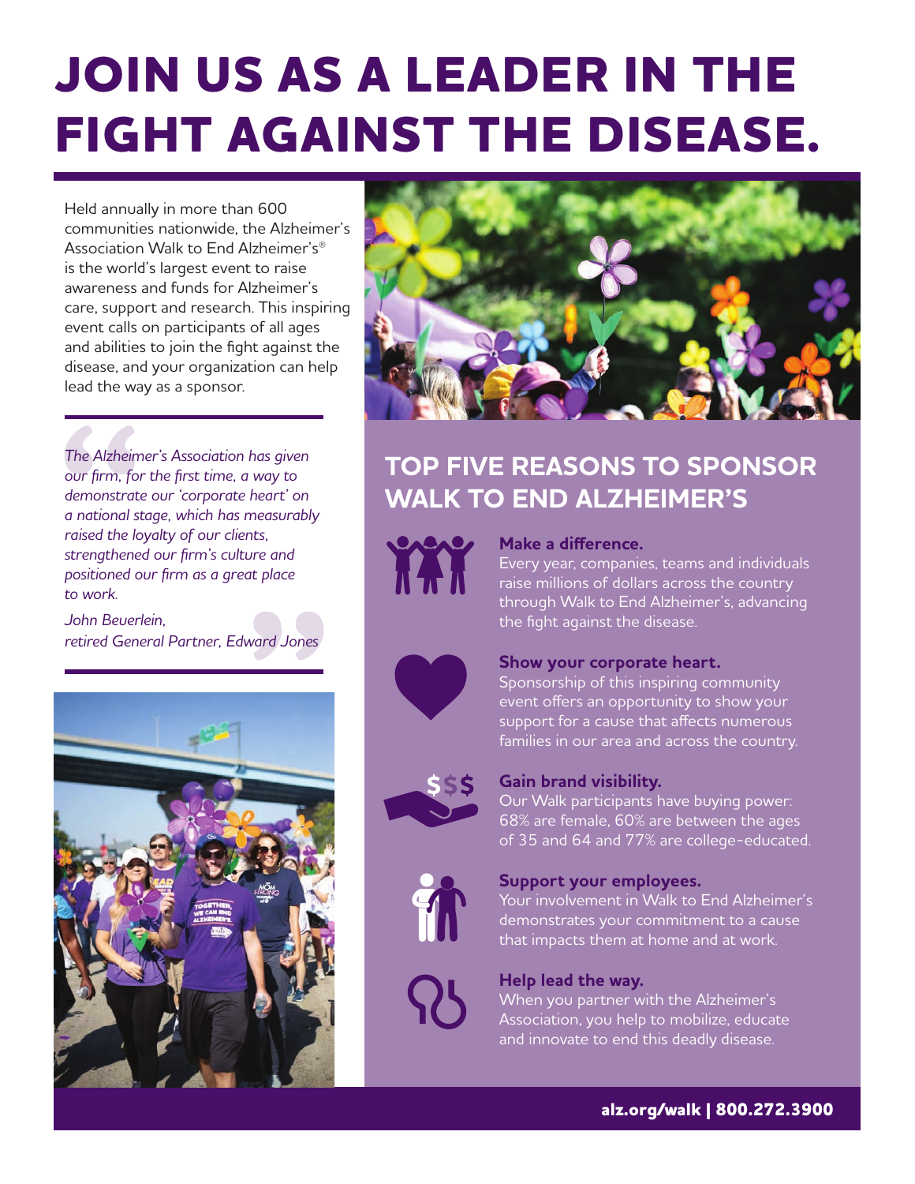# JOIN US AS A LEADER IN THE FIGHT AGAINST THE DISEASE.

Held annually in more than 600 communities nationwide, the Alzheimer's Association Walk to End Alzheimer's® is the world's largest event to raise awareness and funds for Alzheimer's care, support and research. This inspiring event calls on participants of all ages and abilities to join the fight against the disease, and your organization can help lead the way as a sponsor.

> *The Alzheimer's Association has given our firm, for the first time, a way to demonstrate our 'corporate heart' on a national stage, which has measurably raised the loyalty of our clients, strengthened our firm's culture and positioned our firm as a great place to work.*
>
> *John Beuerlein,*
> *retired General Partner, Edward Jones*

## TOP FIVE REASONS TO SPONSOR WALK TO END ALZHEIMER'S

**Make a difference.**
Every year, companies, teams and individuals raise millions of dollars across the country through Walk to End Alzheimer's, advancing the fight against the disease.

**Show your corporate heart.**
Sponsorship of this inspiring community event offers an opportunity to show your support for a cause that affects numerous families in our area and across the country.

**Gain brand visibility.**
Our Walk participants have buying power: 68% are female, 60% are between the ages of 35 and 64 and 77% are college-educated.

**Support your employees.**
Your involvement in Walk to End Alzheimer's demonstrates your commitment to a cause that impacts them at home and at work.

**Help lead the way.**
When you partner with the Alzheimer's Association, you help to mobilize, educate and innovate to end this deadly disease.

**alz.org/walk | 800.272.3900**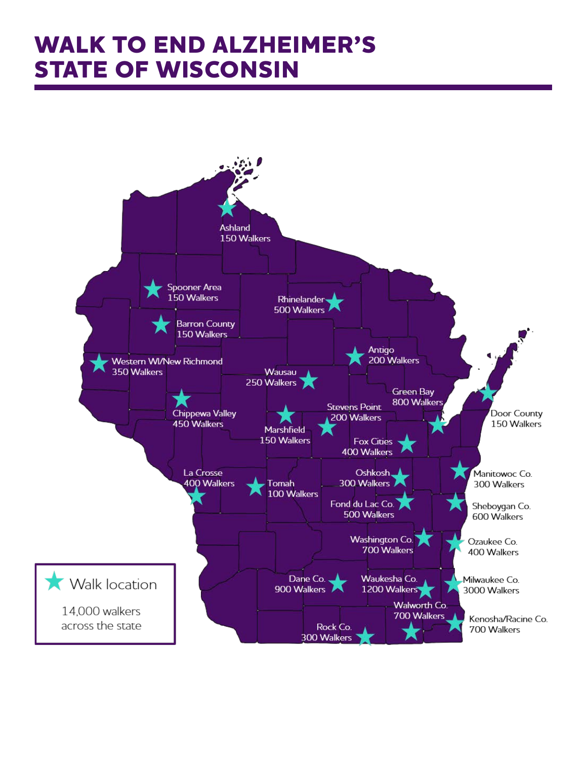# WALK TO END ALZHEIMER'S STATE OF WISCONSIN

Ashland
150 Walkers

Spooner Area
150 Walkers

Rhinelander
500 Walkers

Barron County
150 Walkers

Antigo
200 Walkers

Western WI/New Richmond
350 Walkers

Wausau
250 Walkers

Green Bay
800 Walkers

Stevens Point
200 Walkers

Door County
150 Walkers

Chippewa Valley
450 Walkers

Marshfield
150 Walkers

Fox Cities
400 Walkers

La Crosse
400 Walkers

Tomah
100 Walkers

Oshkosh
300 Walkers

Manitowoc Co.
300 Walkers

Fond du Lac Co.
500 Walkers

Sheboygan Co.
600 Walkers

Washington Co.
700 Walkers

Ozaukee Co.
400 Walkers

Dane Co.
900 Walkers

Waukesha Co.
1200 Walkers

Milwaukee Co.
3000 Walkers

Walworth Co.
700 Walkers

Rock Co.
300 Walkers

Kenosha/Racine Co.
700 Walkers

★ Walk location

14,000 walkers across the state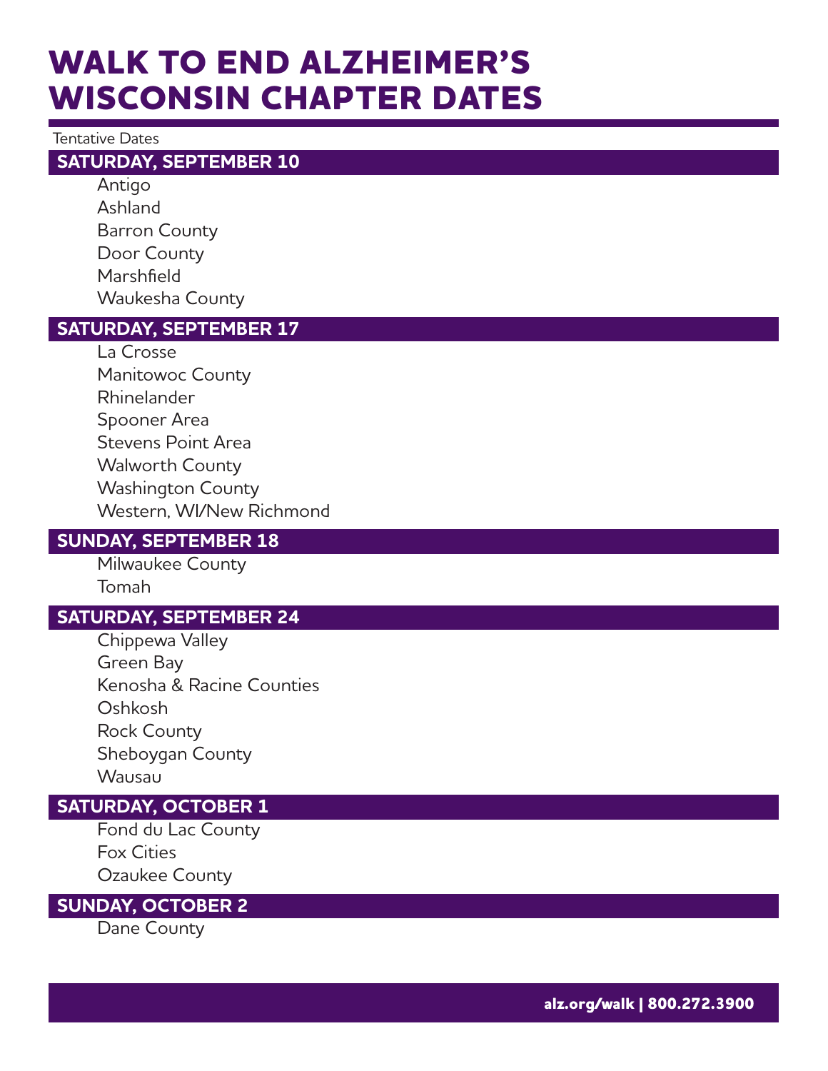# WALK TO END ALZHEIMER'S WISCONSIN CHAPTER DATES

Tentative Dates

## SATURDAY, SEPTEMBER 10

- Antigo
- Ashland
- Barron County
- Door County
- Marshfield
- Waukesha County

## SATURDAY, SEPTEMBER 17

- La Crosse
- Manitowoc County
- Rhinelander
- Spooner Area
- Stevens Point Area
- Walworth County
- Washington County
- Western, WI/New Richmond

## SUNDAY, SEPTEMBER 18

- Milwaukee County
- Tomah

## SATURDAY, SEPTEMBER 24

- Chippewa Valley
- Green Bay
- Kenosha & Racine Counties
- Oshkosh
- Rock County
- Sheboygan County
- Wausau

## SATURDAY, OCTOBER 1

- Fond du Lac County
- Fox Cities
- Ozaukee County

## SUNDAY, OCTOBER 2

- Dane County

**alz.org/walk | 800.272.3900**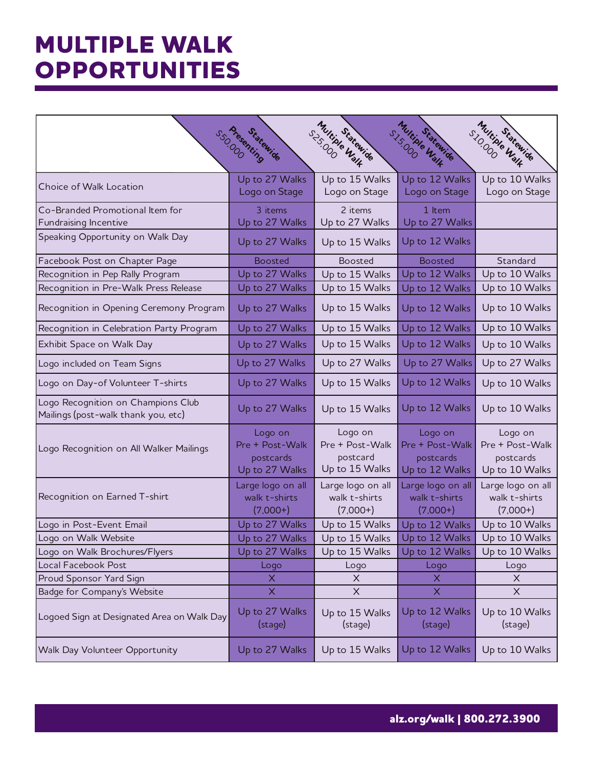# MULTIPLE WALK OPPORTUNITIES

| | Statewide Presenting $50,000 | Statewide Multiple Walk $25,000 | Statewide Multiple Walk $15,000 | Statewide Multiple Walk $10,000 |
|---|---|---|---|---|
| Choice of Walk Location | Up to 27 Walks Logo on Stage | Up to 15 Walks Logo on Stage | Up to 12 Walks Logo on Stage | Up to 10 Walks Logo on Stage |
| Co-Branded Promotional Item for Fundraising Incentive | 3 items Up to 27 Walks | 2 items Up to 27 Walks | 1 Item Up to 27 Walks | |
| Speaking Opportunity on Walk Day | Up to 27 Walks | Up to 15 Walks | Up to 12 Walks | |
| Facebook Post on Chapter Page | Boosted | Boosted | Boosted | Standard |
| Recognition in Pep Rally Program | Up to 27 Walks | Up to 15 Walks | Up to 12 Walks | Up to 10 Walks |
| Recognition in Pre-Walk Press Release | Up to 27 Walks | Up to 15 Walks | Up to 12 Walks | Up to 10 Walks |
| Recognition in Opening Ceremony Program | Up to 27 Walks | Up to 15 Walks | Up to 12 Walks | Up to 10 Walks |
| Recognition in Celebration Party Program | Up to 27 Walks | Up to 15 Walks | Up to 12 Walks | Up to 10 Walks |
| Exhibit Space on Walk Day | Up to 27 Walks | Up to 15 Walks | Up to 12 Walks | Up to 10 Walks |
| Logo included on Team Signs | Up to 27 Walks | Up to 27 Walks | Up to 27 Walks | Up to 27 Walks |
| Logo on Day-of Volunteer T-shirts | Up to 27 Walks | Up to 15 Walks | Up to 12 Walks | Up to 10 Walks |
| Logo Recognition on Champions Club Mailings (post-walk thank you, etc) | Up to 27 Walks | Up to 15 Walks | Up to 12 Walks | Up to 10 Walks |
| Logo Recognition on All Walker Mailings | Logo on Pre + Post-Walk postcards Up to 27 Walks | Logo on Pre + Post-Walk postcard Up to 15 Walks | Logo on Pre + Post-Walk postcards Up to 12 Walks | Logo on Pre + Post-Walk postcards Up to 10 Walks |
| Recognition on Earned T-shirt | Large logo on all walk t-shirts (7,000+) | Large logo on all walk t-shirts (7,000+) | Large logo on all walk t-shirts (7,000+) | Large logo on all walk t-shirts (7,000+) |
| Logo in Post-Event Email | Up to 27 Walks | Up to 15 Walks | Up to 12 Walks | Up to 10 Walks |
| Logo on Walk Website | Up to 27 Walks | Up to 15 Walks | Up to 12 Walks | Up to 10 Walks |
| Logo on Walk Brochures/Flyers | Up to 27 Walks | Up to 15 Walks | Up to 12 Walks | Up to 10 Walks |
| Local Facebook Post | Logo | Logo | Logo | Logo |
| Proud Sponsor Yard Sign | X | X | X | X |
| Badge for Company's Website | X | X | X | X |
| Logoed Sign at Designated Area on Walk Day | Up to 27 Walks (stage) | Up to 15 Walks (stage) | Up to 12 Walks (stage) | Up to 10 Walks (stage) |
| Walk Day Volunteer Opportunity | Up to 27 Walks | Up to 15 Walks | Up to 12 Walks | Up to 10 Walks |

**alz.org/walk | 800.272.3900**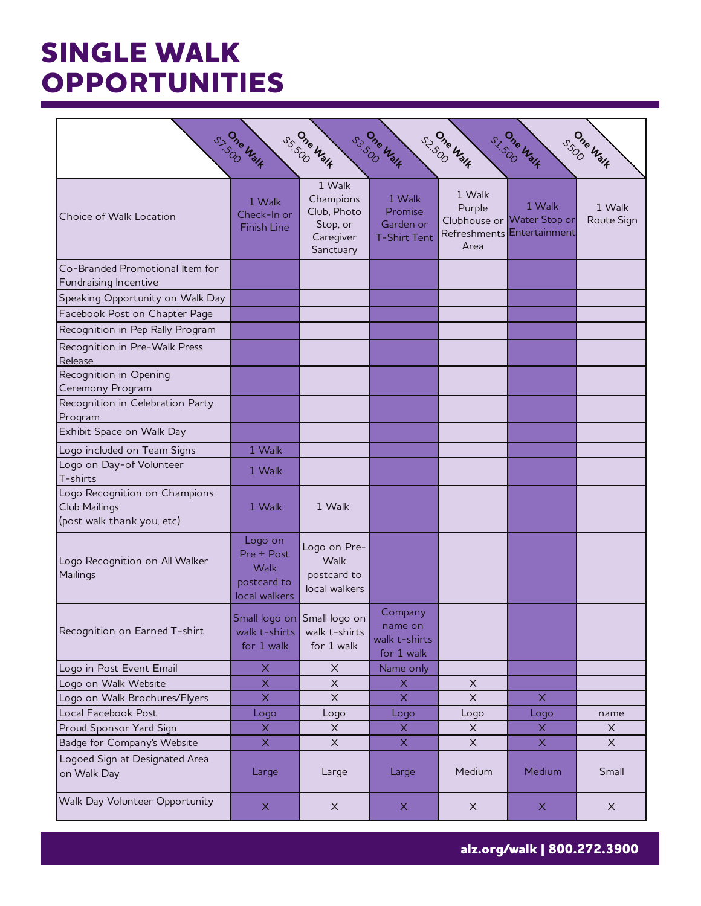# SINGLE WALK OPPORTUNITIES

| | One Walk $7,500 | One Walk $5,500 | One Walk $3,500 | One Walk $2,500 | One Walk $1,500 | One Walk $500 |
|---|---|---|---|---|---|---|
| Choice of Walk Location | 1 Walk Check-In or Finish Line | 1 Walk Champions Club, Photo Stop, or Caregiver Sanctuary | 1 Walk Promise Garden or T-Shirt Tent | 1 Walk Purple Clubhouse or Refreshments Area | 1 Walk Water Stop or Entertainment | 1 Walk Route Sign |
| Co-Branded Promotional Item for Fundraising Incentive | | | | | | |
| Speaking Opportunity on Walk Day | | | | | | |
| Facebook Post on Chapter Page | | | | | | |
| Recognition in Pep Rally Program | | | | | | |
| Recognition in Pre-Walk Press Release | | | | | | |
| Recognition in Opening Ceremony Program | | | | | | |
| Recognition in Celebration Party Program | | | | | | |
| Exhibit Space on Walk Day | | | | | | |
| Logo included on Team Signs | 1 Walk | | | | | |
| Logo on Day-of Volunteer T-shirts | 1 Walk | | | | | |
| Logo Recognition on Champions Club Mailings (post walk thank you, etc) | 1 Walk | 1 Walk | | | | |
| Logo Recognition on All Walker Mailings | Logo on Pre + Post Walk postcard to local walkers | Logo on Pre-Walk postcard to local walkers | | | | |
| Recognition on Earned T-shirt | Small logo on walk t-shirts for 1 walk | Small logo on walk t-shirts for 1 walk | Company name on walk t-shirts for 1 walk | | | |
| Logo in Post Event Email | X | X | Name only | | | |
| Logo on Walk Website | X | X | X | X | | |
| Logo on Walk Brochures/Flyers | X | X | X | X | X | |
| Local Facebook Post | Logo | Logo | Logo | Logo | Logo | name |
| Proud Sponsor Yard Sign | X | X | X | X | X | X |
| Badge for Company's Website | X | X | X | X | X | X |
| Logoed Sign at Designated Area on Walk Day | Large | Large | Large | Medium | Medium | Small |
| Walk Day Volunteer Opportunity | X | X | X | X | X | X |

alz.org/walk | 800.272.3900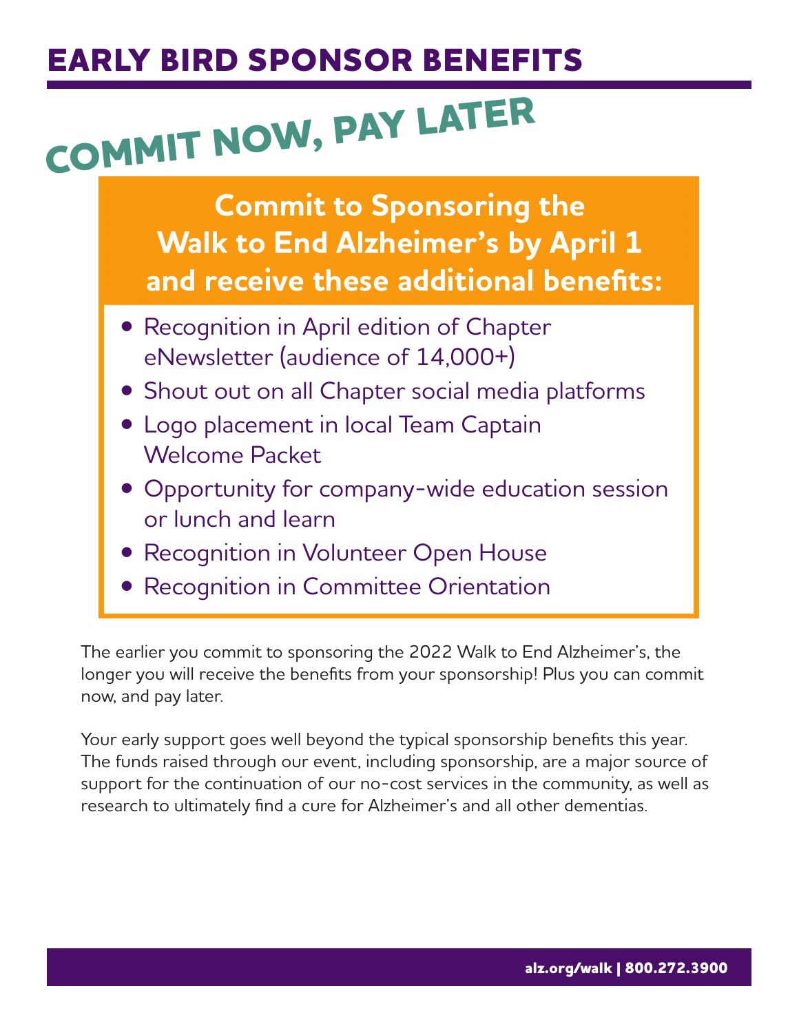# EARLY BIRD SPONSOR BENEFITS

## COMMIT NOW, PAY LATER

**Commit to Sponsoring the Walk to End Alzheimer's by April 1 and receive these additional benefits:**

- Recognition in April edition of Chapter eNewsletter (audience of 14,000+)
- Shout out on all Chapter social media platforms
- Logo placement in local Team Captain Welcome Packet
- Opportunity for company-wide education session or lunch and learn
- Recognition in Volunteer Open House
- Recognition in Committee Orientation

The earlier you commit to sponsoring the 2022 Walk to End Alzheimer's, the longer you will receive the benefits from your sponsorship! Plus you can commit now, and pay later.

Your early support goes well beyond the typical sponsorship benefits this year. The funds raised through our event, including sponsorship, are a major source of support for the continuation of our no-cost services in the community, as well as research to ultimately find a cure for Alzheimer's and all other dementias.

**alz.org/walk | 800.272.3900**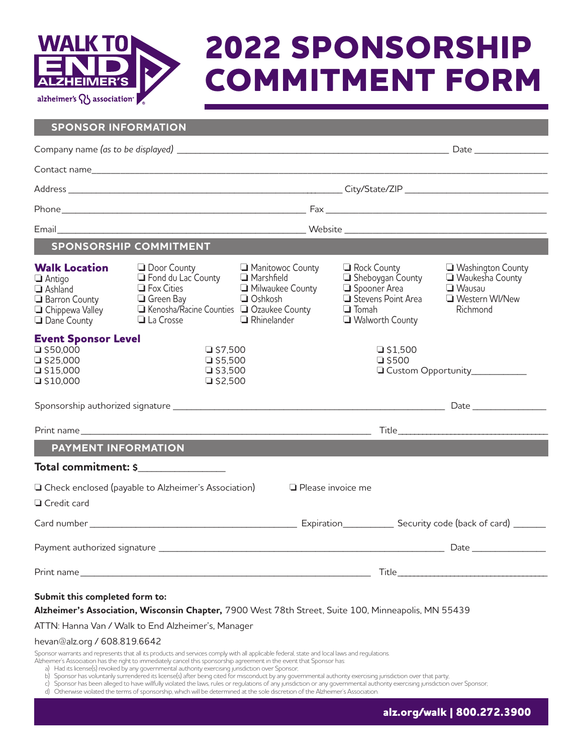WALK TO END ALZHEIMER'S
alzheimer's association

# 2022 SPONSORSHIP COMMITMENT FORM

## SPONSOR INFORMATION

Company name *(as to be displayed)* ______________________ Date ________

Contact name ______________________

Address ______________________ City/State/ZIP ______________________

Phone ______________________ Fax ______________________

Email ______________________ Website ______________________

## SPONSORSHIP COMMITMENT

### Walk Location

- ❑ Antigo
- ❑ Ashland
- ❑ Barron County
- ❑ Chippewa Valley
- ❑ Dane County
- ❑ Door County
- ❑ Fond du Lac County
- ❑ Fox Cities
- ❑ Green Bay
- ❑ Kenosha/Racine Counties
- ❑ La Crosse
- ❑ Manitowoc County
- ❑ Marshfield
- ❑ Milwaukee County
- ❑ Oshkosh
- ❑ Ozaukee County
- ❑ Rhinelander
- ❑ Rock County
- ❑ Sheboygan County
- ❑ Spooner Area
- ❑ Stevens Point Area
- ❑ Tomah
- ❑ Walworth County
- ❑ Washington County
- ❑ Waukesha County
- ❑ Wausau
- ❑ Western WI/New Richmond

### Event Sponsor Level

- ❑ $50,000
- ❑ $25,000
- ❑ $15,000
- ❑ $10,000
- ❑ $7,500
- ❑ $5,500
- ❑ $3,500
- ❑ $2,500
- ❑ $1,500
- ❑ $500
- ❑ Custom Opportunity__________

Sponsorship authorized signature ______________________ Date ________

Print name ______________________ Title ______________________

## PAYMENT INFORMATION

**Total commitment: $**______________

❑ Check enclosed (payable to Alzheimer's Association) ❑ Please invoice me

❑ Credit card

Card number ______________________ Expiration__________ Security code (back of card) ______

Payment authorized signature ______________________ Date ________

Print name ______________________ Title ______________________

**Submit this completed form to:**

**Alzheimer's Association, Wisconsin Chapter,** 7900 West 78th Street, Suite 100, Minneapolis, MN 55439

ATTN: Hanna Van / Walk to End Alzheimer's, Manager

hevan@alz.org / 608.819.6642

Sponsor warrants and represents that all its products and services comply with all applicable federal, state and local laws and regulations.
Alzheimer's Association has the right to immediately cancel this sponsorship agreement in the event that Sponsor has:

a) Had its license(s) revoked by any governmental authority exercising jurisdiction over Sponsor;
b) Sponsor has voluntarily surrendered its license(s) after being cited for misconduct by any governmental authority exercising jurisdiction over that party;
c) Sponsor has been alleged to have willfully violated the laws, rules or regulations of any jurisdiction or any governmental authority exercising jurisdiction over Sponsor;
d) Otherwise violated the terms of sponsorship, which will be determined at the sole discretion of the Alzheimer's Association.

alz.org/walk | 800.272.3900